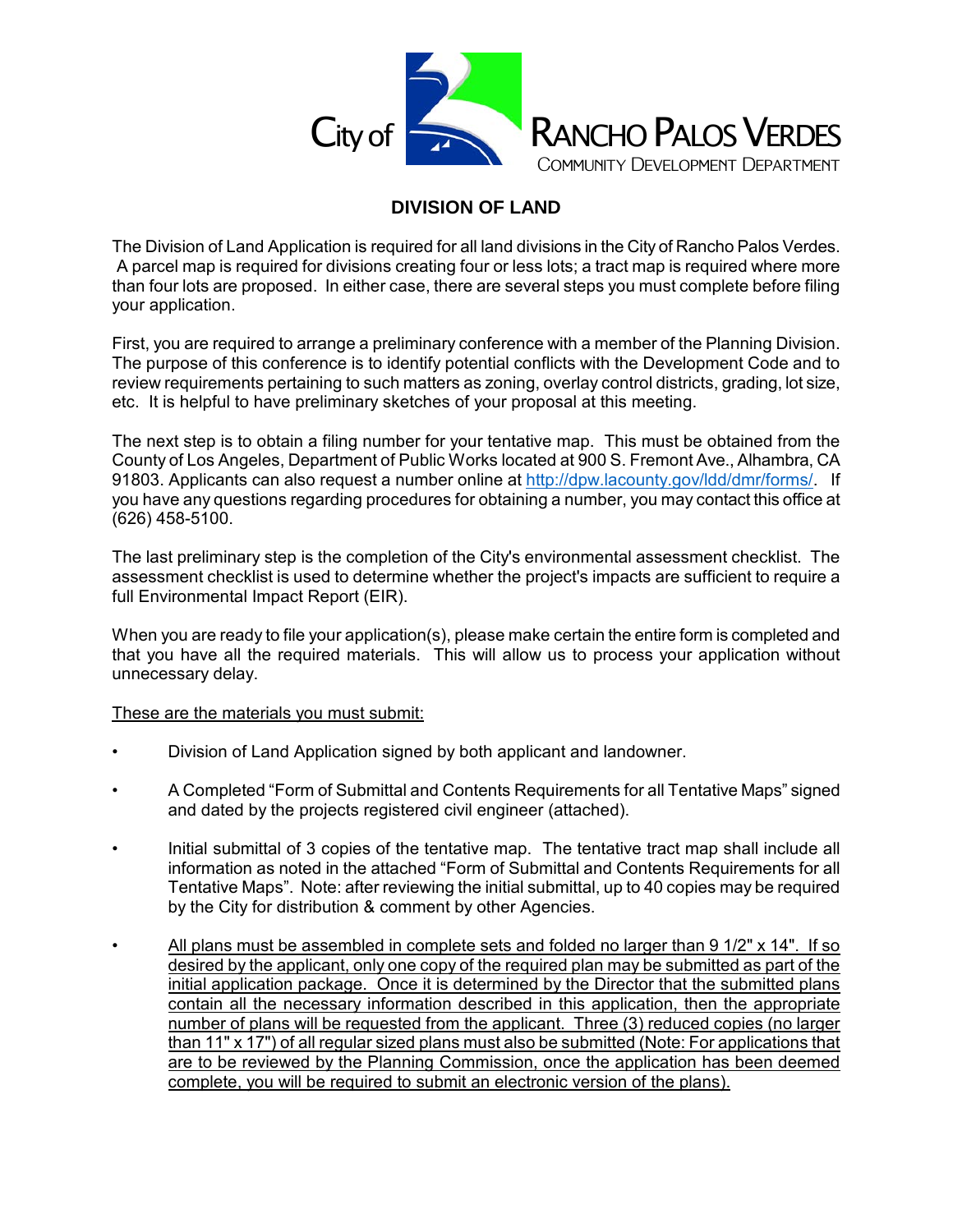City of RANCHO PALOS VERDES
COMMUNITY DEVELOPMENT DEPARTMENT

# DIVISION OF LAND

The Division of Land Application is required for all land divisions in the City of Rancho Palos Verdes. A parcel map is required for divisions creating four or less lots; a tract map is required where more than four lots are proposed. In either case, there are several steps you must complete before filing your application.

First, you are required to arrange a preliminary conference with a member of the Planning Division. The purpose of this conference is to identify potential conflicts with the Development Code and to review requirements pertaining to such matters as zoning, overlay control districts, grading, lot size, etc. It is helpful to have preliminary sketches of your proposal at this meeting.

The next step is to obtain a filing number for your tentative map. This must be obtained from the County of Los Angeles, Department of Public Works located at 900 S. Fremont Ave., Alhambra, CA 91803. Applicants can also request a number online at http://dpw.lacounty.gov/ldd/dmr/forms/. If you have any questions regarding procedures for obtaining a number, you may contact this office at (626) 458-5100.

The last preliminary step is the completion of the City's environmental assessment checklist. The assessment checklist is used to determine whether the project's impacts are sufficient to require a full Environmental Impact Report (EIR).

When you are ready to file your application(s), please make certain the entire form is completed and that you have all the required materials. This will allow us to process your application without unnecessary delay.

<u>These are the materials you must submit:</u>

- Division of Land Application signed by both applicant and landowner.
- A Completed "Form of Submittal and Contents Requirements for all Tentative Maps" signed and dated by the projects registered civil engineer (attached).
- Initial submittal of 3 copies of the tentative map. The tentative tract map shall include all information as noted in the attached "Form of Submittal and Contents Requirements for all Tentative Maps". Note: after reviewing the initial submittal, up to 40 copies may be required by the City for distribution & comment by other Agencies.
- <u>All plans must be assembled in complete sets and folded no larger than 9 1/2" x 14". If so desired by the applicant, only one copy of the required plan may be submitted as part of the initial application package. Once it is determined by the Director that the submitted plans contain all the necessary information described in this application, then the appropriate number of plans will be requested from the applicant. Three (3) reduced copies (no larger than 11" x 17") of all regular sized plans must also be submitted (Note: For applications that are to be reviewed by the Planning Commission, once the application has been deemed complete, you will be required to submit an electronic version of the plans).</u>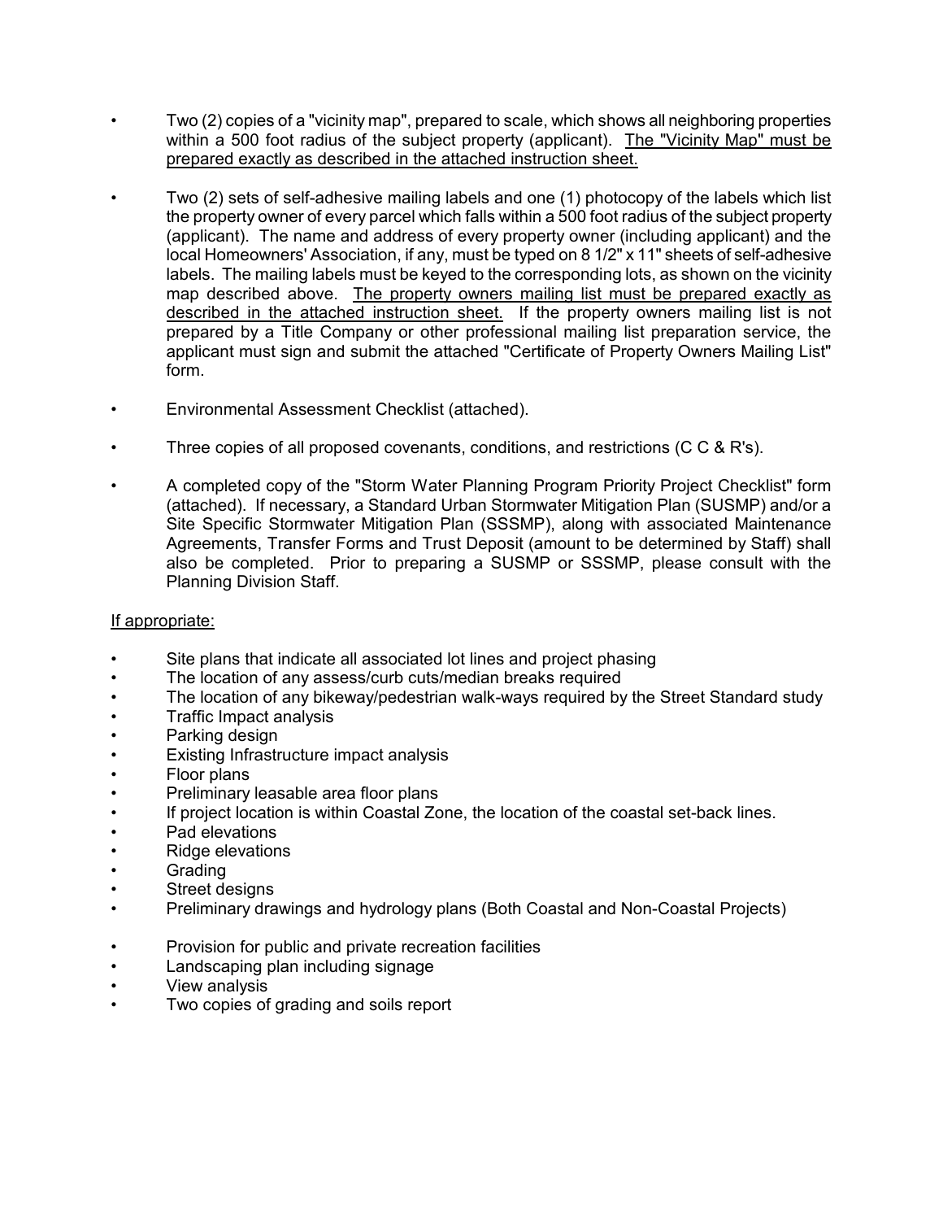- Two (2) copies of a "vicinity map", prepared to scale, which shows all neighboring properties within a 500 foot radius of the subject property (applicant). <u>The "Vicinity Map" must be prepared exactly as described in the attached instruction sheet.</u>

- Two (2) sets of self-adhesive mailing labels and one (1) photocopy of the labels which list the property owner of every parcel which falls within a 500 foot radius of the subject property (applicant). The name and address of every property owner (including applicant) and the local Homeowners' Association, if any, must be typed on 8 1/2" x 11" sheets of self-adhesive labels. The mailing labels must be keyed to the corresponding lots, as shown on the vicinity map described above. <u>The property owners mailing list must be prepared exactly as described in the attached instruction sheet.</u> If the property owners mailing list is not prepared by a Title Company or other professional mailing list preparation service, the applicant must sign and submit the attached "Certificate of Property Owners Mailing List" form.

- Environmental Assessment Checklist (attached).

- Three copies of all proposed covenants, conditions, and restrictions (C C & R's).

- A completed copy of the "Storm Water Planning Program Priority Project Checklist" form (attached). If necessary, a Standard Urban Stormwater Mitigation Plan (SUSMP) and/or a Site Specific Stormwater Mitigation Plan (SSSMP), along with associated Maintenance Agreements, Transfer Forms and Trust Deposit (amount to be determined by Staff) shall also be completed. Prior to preparing a SUSMP or SSSMP, please consult with the Planning Division Staff.

<u>If appropriate:</u>

- Site plans that indicate all associated lot lines and project phasing
- The location of any assess/curb cuts/median breaks required
- The location of any bikeway/pedestrian walk-ways required by the Street Standard study
- Traffic Impact analysis
- Parking design
- Existing Infrastructure impact analysis
- Floor plans
- Preliminary leasable area floor plans
- If project location is within Coastal Zone, the location of the coastal set-back lines.
- Pad elevations
- Ridge elevations
- Grading
- Street designs
- Preliminary drawings and hydrology plans (Both Coastal and Non-Coastal Projects)

- Provision for public and private recreation facilities
- Landscaping plan including signage
- View analysis
- Two copies of grading and soils report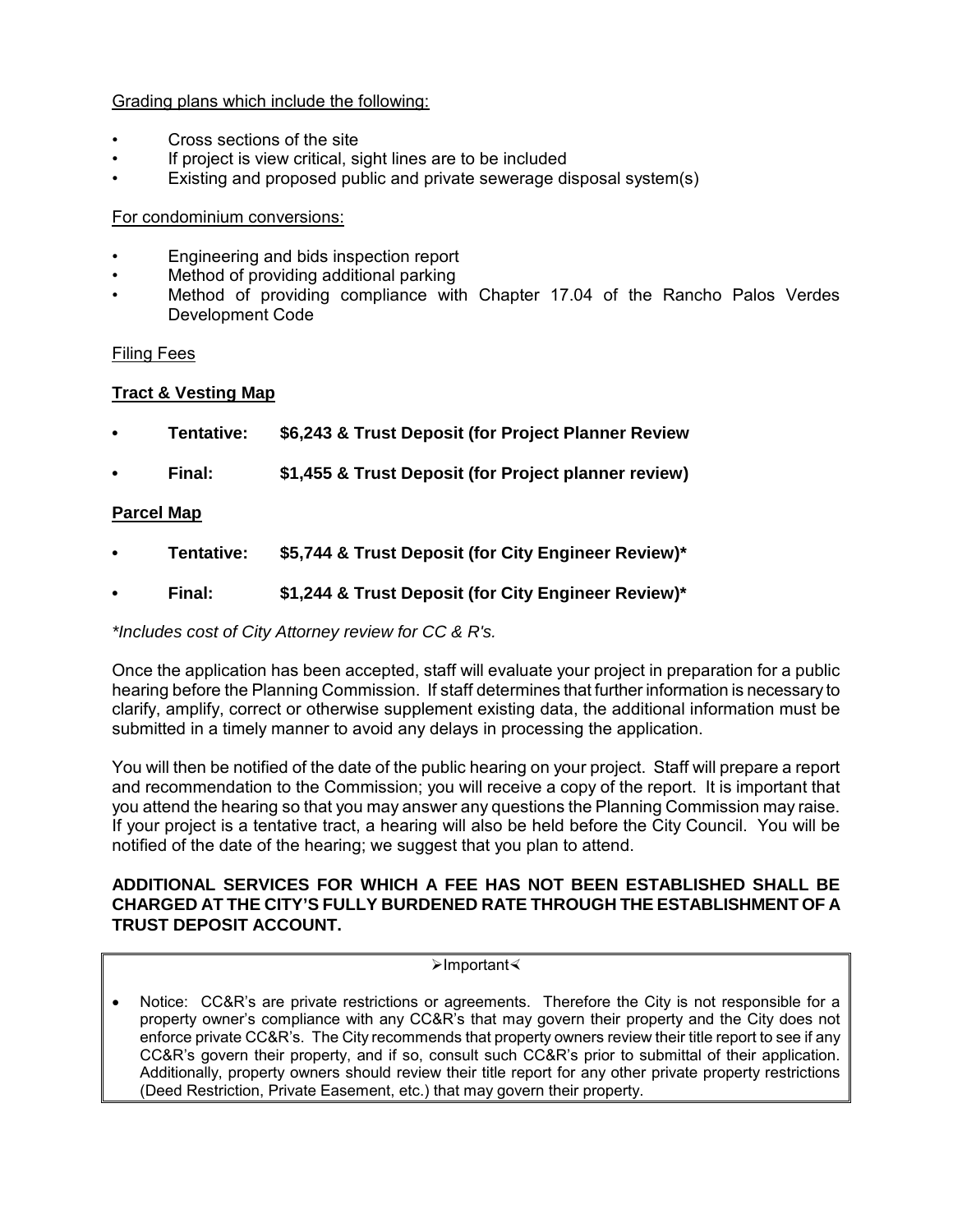Grading plans which include the following:

- Cross sections of the site
- If project is view critical, sight lines are to be included
- Existing and proposed public and private sewerage disposal system(s)

For condominium conversions:

- Engineering and bids inspection report
- Method of providing additional parking
- Method of providing compliance with Chapter 17.04 of the Rancho Palos Verdes Development Code

Filing Fees

**Tract & Vesting Map**

- **Tentative: $6,243 & Trust Deposit (for Project Planner Review**
- **Final: $1,455 & Trust Deposit (for Project planner review)**

**Parcel Map**

- **Tentative: $5,744 & Trust Deposit (for City Engineer Review)***
- **Final: $1,244 & Trust Deposit (for City Engineer Review)***

*\*Includes cost of City Attorney review for CC & R's.*

Once the application has been accepted, staff will evaluate your project in preparation for a public hearing before the Planning Commission. If staff determines that further information is necessary to clarify, amplify, correct or otherwise supplement existing data, the additional information must be submitted in a timely manner to avoid any delays in processing the application.

You will then be notified of the date of the public hearing on your project. Staff will prepare a report and recommendation to the Commission; you will receive a copy of the report. It is important that you attend the hearing so that you may answer any questions the Planning Commission may raise. If your project is a tentative tract, a hearing will also be held before the City Council. You will be notified of the date of the hearing; we suggest that you plan to attend.

**ADDITIONAL SERVICES FOR WHICH A FEE HAS NOT BEEN ESTABLISHED SHALL BE CHARGED AT THE CITY'S FULLY BURDENED RATE THROUGH THE ESTABLISHMENT OF A TRUST DEPOSIT ACCOUNT.**

➢Important⮜

- Notice: CC&R's are private restrictions or agreements. Therefore the City is not responsible for a property owner's compliance with any CC&R's that may govern their property and the City does not enforce private CC&R's. The City recommends that property owners review their title report to see if any CC&R's govern their property, and if so, consult such CC&R's prior to submittal of their application. Additionally, property owners should review their title report for any other private property restrictions (Deed Restriction, Private Easement, etc.) that may govern their property.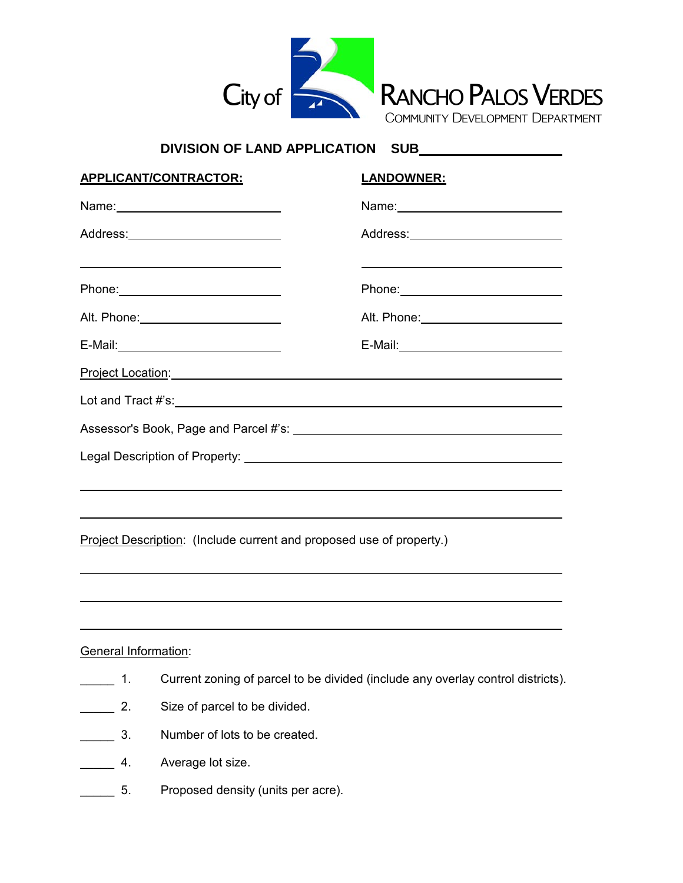City of RANCHO PALOS VERDES
COMMUNITY DEVELOPMENT DEPARTMENT

## DIVISION OF LAND APPLICATION SUB____________

**APPLICANT/CONTRACTOR:**

Name:________________________

Address:________________________

________________________

Phone:________________________

Alt. Phone:________________________

E-Mail:________________________

**LANDOWNER:**

Name:________________________

Address:________________________

________________________

Phone:________________________

Alt. Phone:________________________

E-Mail:________________________

Project Location:________________________________________________

Lot and Tract #'s:________________________________________________

Assessor's Book, Page and Parcel #'s: ________________________________

Legal Description of Property: ____________________________________

________________________________________________________________

________________________________________________________________

Project Description: (Include current and proposed use of property.)

________________________________________________________________

________________________________________________________________

________________________________________________________________

General Information:

_____ 1. Current zoning of parcel to be divided (include any overlay control districts).

_____ 2. Size of parcel to be divided.

_____ 3. Number of lots to be created.

_____ 4. Average lot size.

_____ 5. Proposed density (units per acre).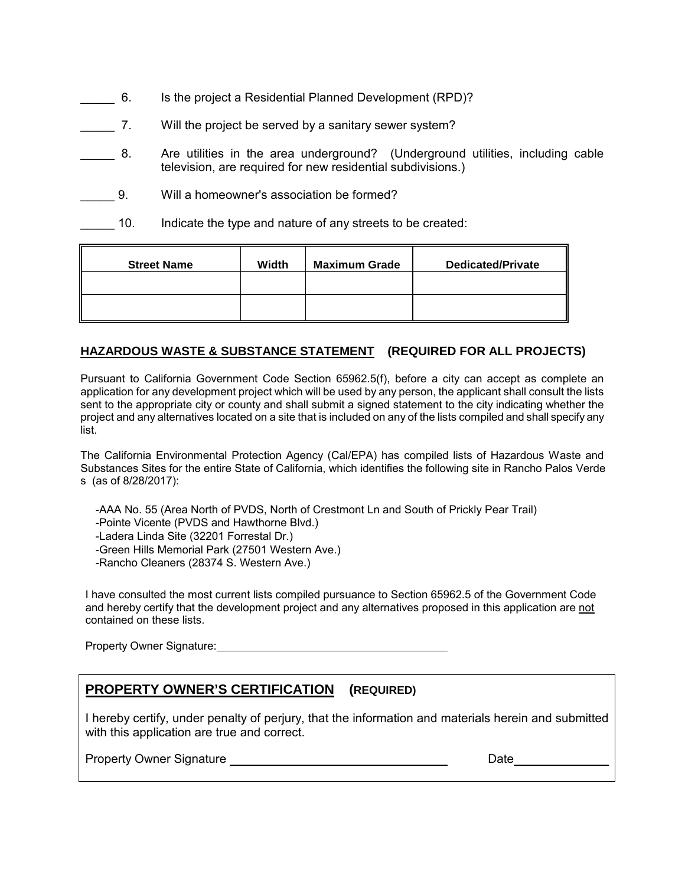_____ 6. Is the project a Residential Planned Development (RPD)?

_____ 7. Will the project be served by a sanitary sewer system?

_____ 8. Are utilities in the area underground? (Underground utilities, including cable television, are required for new residential subdivisions.)

_____ 9. Will a homeowner's association be formed?

_____ 10. Indicate the type and nature of any streets to be created:

| Street Name | Width | Maximum Grade | Dedicated/Private |
|---|---|---|---|
| | | | |
| | | | |

## HAZARDOUS WASTE & SUBSTANCE STATEMENT (REQUIRED FOR ALL PROJECTS)

Pursuant to California Government Code Section 65962.5(f), before a city can accept as complete an application for any development project which will be used by any person, the applicant shall consult the lists sent to the appropriate city or county and shall submit a signed statement to the city indicating whether the project and any alternatives located on a site that is included on any of the lists compiled and shall specify any list.

The California Environmental Protection Agency (Cal/EPA) has compiled lists of Hazardous Waste and Substances Sites for the entire State of California, which identifies the following site in Rancho Palos Verde s (as of 8/28/2017):

- AAA No. 55 (Area North of PVDS, North of Crestmont Ln and South of Prickly Pear Trail)
- Pointe Vicente (PVDS and Hawthorne Blvd.)
- Ladera Linda Site (32201 Forrestal Dr.)
- Green Hills Memorial Park (27501 Western Ave.)
- Rancho Cleaners (28374 S. Western Ave.)

I have consulted the most current lists compiled pursuance to Section 65962.5 of the Government Code and hereby certify that the development project and any alternatives proposed in this application are not contained on these lists.

Property Owner Signature: ______________________________

## PROPERTY OWNER'S CERTIFICATION (REQUIRED)

I hereby certify, under penalty of perjury, that the information and materials herein and submitted with this application are true and correct.

Property Owner Signature ______________________________ Date ______________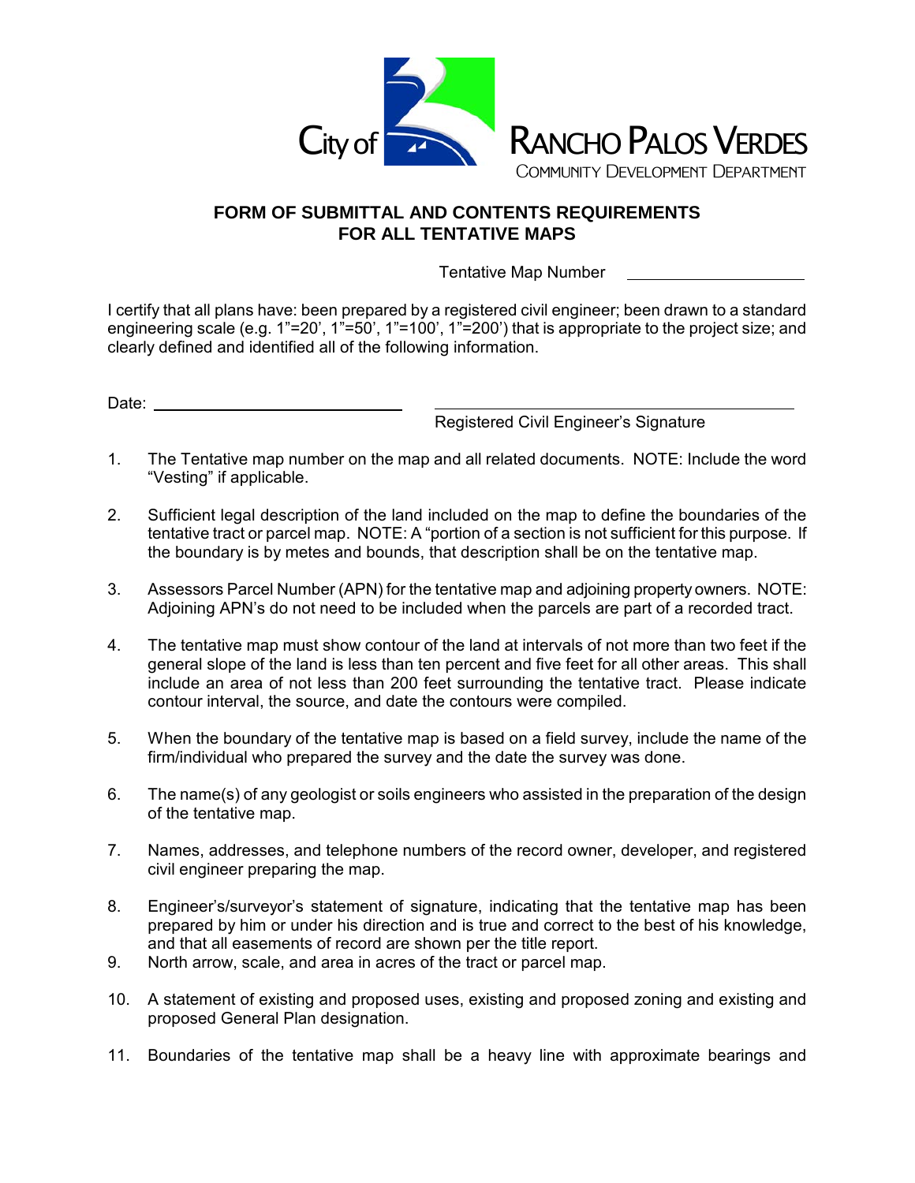City of RANCHO PALOS VERDES
COMMUNITY DEVELOPMENT DEPARTMENT

# FORM OF SUBMITTAL AND CONTENTS REQUIREMENTS FOR ALL TENTATIVE MAPS

Tentative Map Number ____________________

I certify that all plans have: been prepared by a registered civil engineer; been drawn to a standard engineering scale (e.g. 1"=20', 1"=50', 1"=100', 1"=200') that is appropriate to the project size; and clearly defined and identified all of the following information.

Date: ____________________________

____________________________________
Registered Civil Engineer's Signature

1. The Tentative map number on the map and all related documents. NOTE: Include the word "Vesting" if applicable.

2. Sufficient legal description of the land included on the map to define the boundaries of the tentative tract or parcel map. NOTE: A "portion of a section is not sufficient for this purpose. If the boundary is by metes and bounds, that description shall be on the tentative map.

3. Assessors Parcel Number (APN) for the tentative map and adjoining property owners. NOTE: Adjoining APN's do not need to be included when the parcels are part of a recorded tract.

4. The tentative map must show contour of the land at intervals of not more than two feet if the general slope of the land is less than ten percent and five feet for all other areas. This shall include an area of not less than 200 feet surrounding the tentative tract. Please indicate contour interval, the source, and date the contours were compiled.

5. When the boundary of the tentative map is based on a field survey, include the name of the firm/individual who prepared the survey and the date the survey was done.

6. The name(s) of any geologist or soils engineers who assisted in the preparation of the design of the tentative map.

7. Names, addresses, and telephone numbers of the record owner, developer, and registered civil engineer preparing the map.

8. Engineer's/surveyor's statement of signature, indicating that the tentative map has been prepared by him or under his direction and is true and correct to the best of his knowledge, and that all easements of record are shown per the title report.

9. North arrow, scale, and area in acres of the tract or parcel map.

10. A statement of existing and proposed uses, existing and proposed zoning and existing and proposed General Plan designation.

11. Boundaries of the tentative map shall be a heavy line with approximate bearings and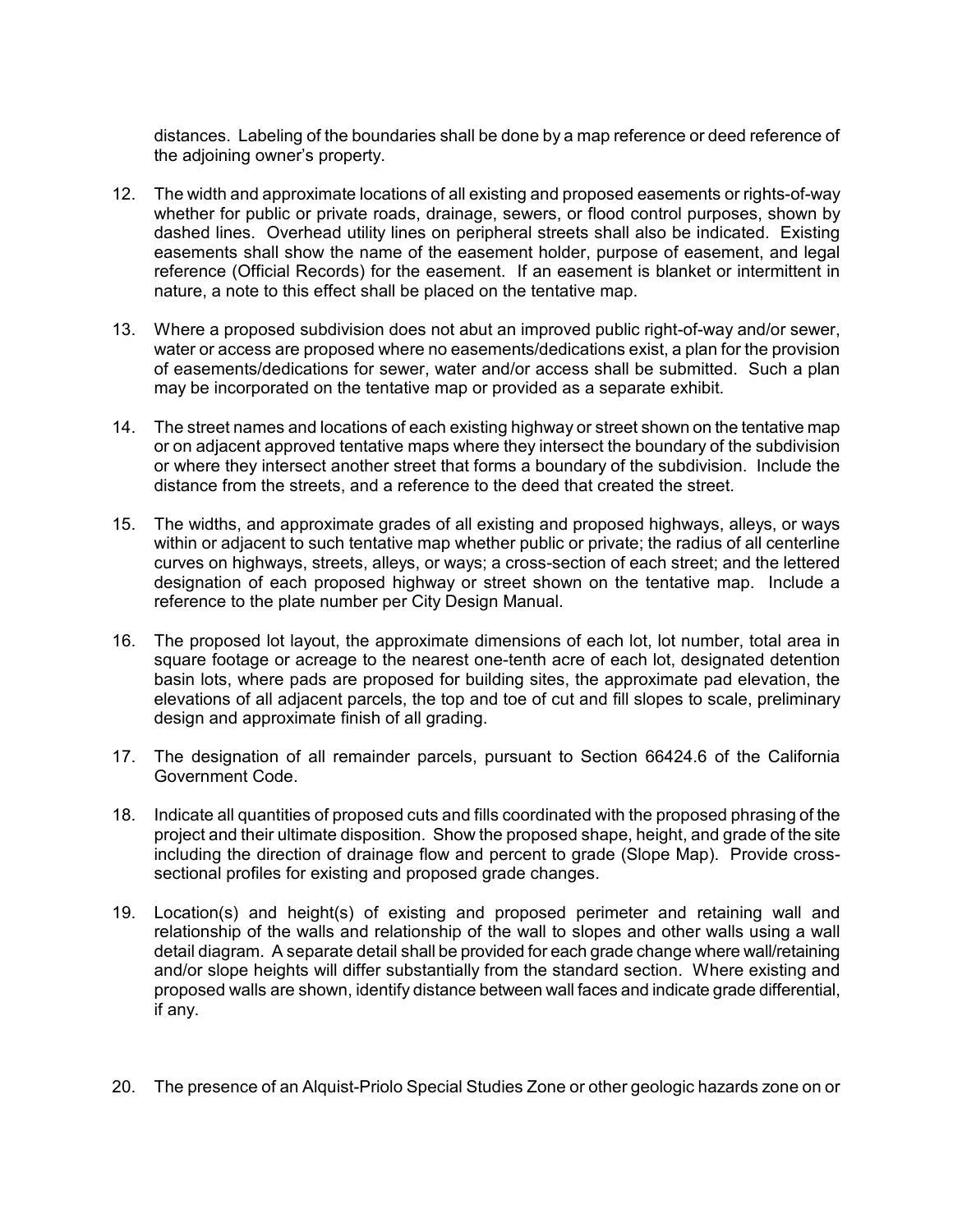distances. Labeling of the boundaries shall be done by a map reference or deed reference of the adjoining owner's property.

12. The width and approximate locations of all existing and proposed easements or rights-of-way whether for public or private roads, drainage, sewers, or flood control purposes, shown by dashed lines. Overhead utility lines on peripheral streets shall also be indicated. Existing easements shall show the name of the easement holder, purpose of easement, and legal reference (Official Records) for the easement. If an easement is blanket or intermittent in nature, a note to this effect shall be placed on the tentative map.

13. Where a proposed subdivision does not abut an improved public right-of-way and/or sewer, water or access are proposed where no easements/dedications exist, a plan for the provision of easements/dedications for sewer, water and/or access shall be submitted. Such a plan may be incorporated on the tentative map or provided as a separate exhibit.

14. The street names and locations of each existing highway or street shown on the tentative map or on adjacent approved tentative maps where they intersect the boundary of the subdivision or where they intersect another street that forms a boundary of the subdivision. Include the distance from the streets, and a reference to the deed that created the street.

15. The widths, and approximate grades of all existing and proposed highways, alleys, or ways within or adjacent to such tentative map whether public or private; the radius of all centerline curves on highways, streets, alleys, or ways; a cross-section of each street; and the lettered designation of each proposed highway or street shown on the tentative map. Include a reference to the plate number per City Design Manual.

16. The proposed lot layout, the approximate dimensions of each lot, lot number, total area in square footage or acreage to the nearest one-tenth acre of each lot, designated detention basin lots, where pads are proposed for building sites, the approximate pad elevation, the elevations of all adjacent parcels, the top and toe of cut and fill slopes to scale, preliminary design and approximate finish of all grading.

17. The designation of all remainder parcels, pursuant to Section 66424.6 of the California Government Code.

18. Indicate all quantities of proposed cuts and fills coordinated with the proposed phrasing of the project and their ultimate disposition. Show the proposed shape, height, and grade of the site including the direction of drainage flow and percent to grade (Slope Map). Provide cross-sectional profiles for existing and proposed grade changes.

19. Location(s) and height(s) of existing and proposed perimeter and retaining wall and relationship of the walls and relationship of the wall to slopes and other walls using a wall detail diagram. A separate detail shall be provided for each grade change where wall/retaining and/or slope heights will differ substantially from the standard section. Where existing and proposed walls are shown, identify distance between wall faces and indicate grade differential, if any.

20. The presence of an Alquist-Priolo Special Studies Zone or other geologic hazards zone on or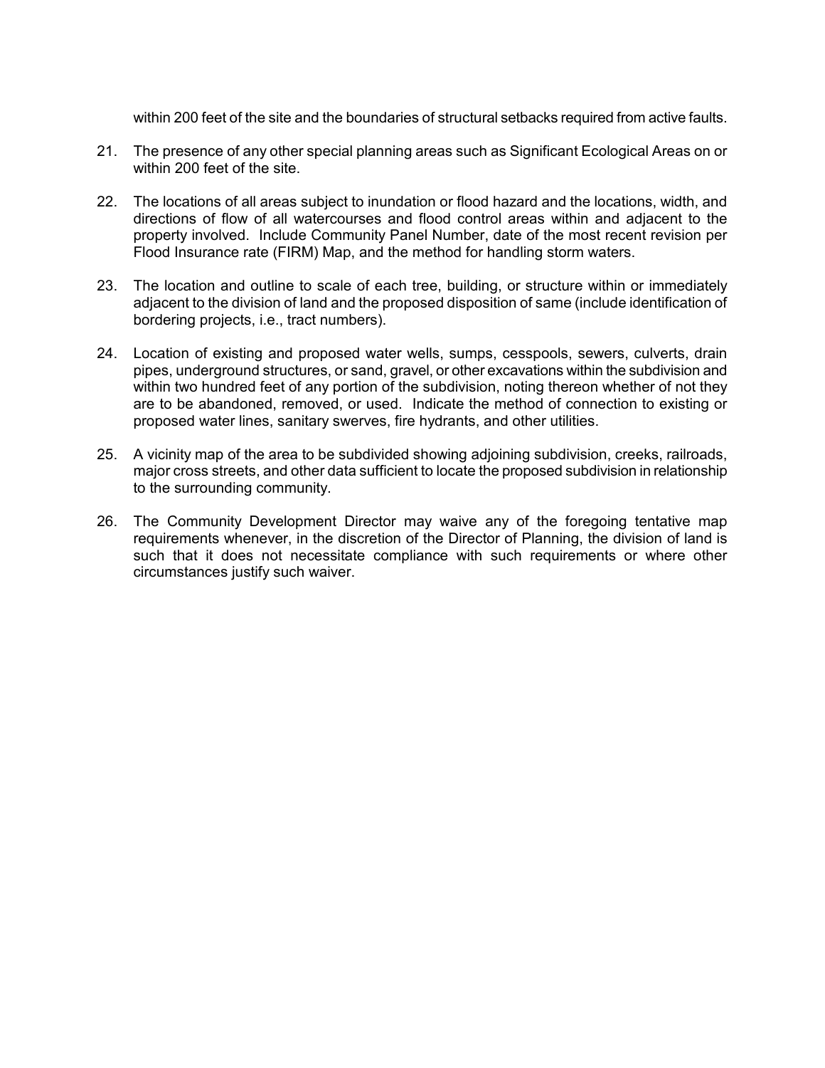within 200 feet of the site and the boundaries of structural setbacks required from active faults.

21. The presence of any other special planning areas such as Significant Ecological Areas on or within 200 feet of the site.

22. The locations of all areas subject to inundation or flood hazard and the locations, width, and directions of flow of all watercourses and flood control areas within and adjacent to the property involved. Include Community Panel Number, date of the most recent revision per Flood Insurance rate (FIRM) Map, and the method for handling storm waters.

23. The location and outline to scale of each tree, building, or structure within or immediately adjacent to the division of land and the proposed disposition of same (include identification of bordering projects, i.e., tract numbers).

24. Location of existing and proposed water wells, sumps, cesspools, sewers, culverts, drain pipes, underground structures, or sand, gravel, or other excavations within the subdivision and within two hundred feet of any portion of the subdivision, noting thereon whether of not they are to be abandoned, removed, or used. Indicate the method of connection to existing or proposed water lines, sanitary swerves, fire hydrants, and other utilities.

25. A vicinity map of the area to be subdivided showing adjoining subdivision, creeks, railroads, major cross streets, and other data sufficient to locate the proposed subdivision in relationship to the surrounding community.

26. The Community Development Director may waive any of the foregoing tentative map requirements whenever, in the discretion of the Director of Planning, the division of land is such that it does not necessitate compliance with such requirements or where other circumstances justify such waiver.